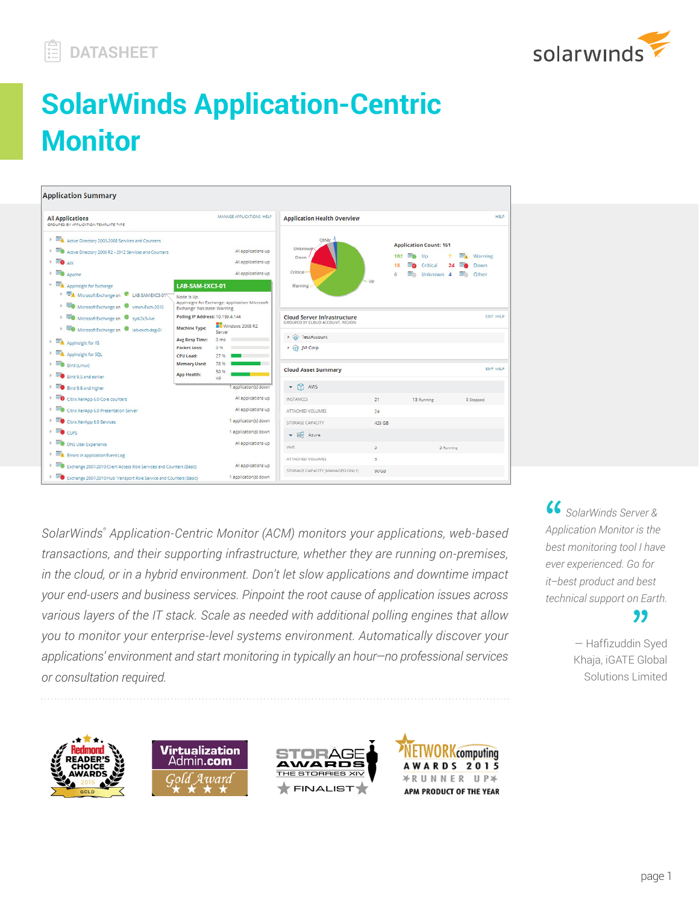DATASHEET

# SolarWinds Application-Centric Monitor

*SolarWinds® Application-Centric Monitor (ACM) monitors your applications, web-based transactions, and their supporting infrastructure, whether they are running on-premises, in the cloud, or in a hybrid environment. Don't let slow applications and downtime impact your end-users and business services. Pinpoint the root cause of application issues across various layers of the IT stack. Scale as needed with additional polling engines that allow you to monitor your enterprise-level systems environment. Automatically discover your applications' environment and start monitoring in typically an hour—no professional services or consultation required.*

> *"SolarWinds Server & Application Monitor is the best monitoring tool I have ever experienced. Go for it–best product and best technical support on Earth."*
>
> — Haffizuddin Syed Khaja, iGATE Global Solutions Limited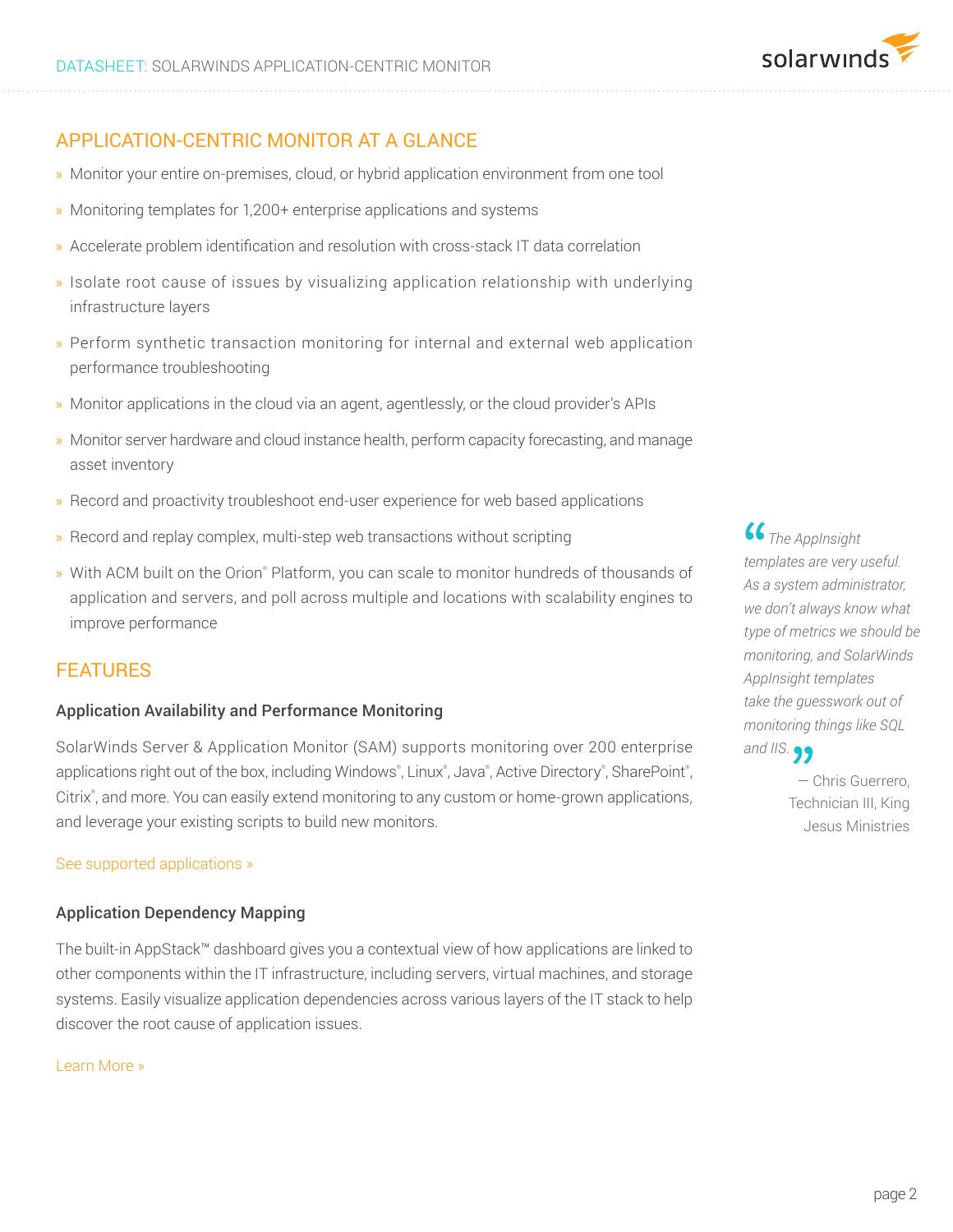## APPLICATION-CENTRIC MONITOR AT A GLANCE

- Monitor your entire on-premises, cloud, or hybrid application environment from one tool
- Monitoring templates for 1,200+ enterprise applications and systems
- Accelerate problem identification and resolution with cross-stack IT data correlation
- Isolate root cause of issues by visualizing application relationship with underlying infrastructure layers
- Perform synthetic transaction monitoring for internal and external web application performance troubleshooting
- Monitor applications in the cloud via an agent, agentlessly, or the cloud provider's APIs
- Monitor server hardware and cloud instance health, perform capacity forecasting, and manage asset inventory
- Record and proactivity troubleshoot end-user experience for web based applications
- Record and replay complex, multi-step web transactions without scripting
- With ACM built on the Orion® Platform, you can scale to monitor hundreds of thousands of application and servers, and poll across multiple and locations with scalability engines to improve performance

> *"The AppInsight templates are very useful. As a system administrator, we don't always know what type of metrics we should be monitoring, and SolarWinds AppInsight templates take the guesswork out of monitoring things like SQL and IIS."*
>
> — Chris Guerrero, Technician III, King Jesus Ministries

## FEATURES

### Application Availability and Performance Monitoring

SolarWinds Server & Application Monitor (SAM) supports monitoring over 200 enterprise applications right out of the box, including Windows®, Linux®, Java®, Active Directory®, SharePoint®, Citrix®, and more. You can easily extend monitoring to any custom or home-grown applications, and leverage your existing scripts to build new monitors.

See supported applications »

### Application Dependency Mapping

The built-in AppStack™ dashboard gives you a contextual view of how applications are linked to other components within the IT infrastructure, including servers, virtual machines, and storage systems. Easily visualize application dependencies across various layers of the IT stack to help discover the root cause of application issues.

Learn More »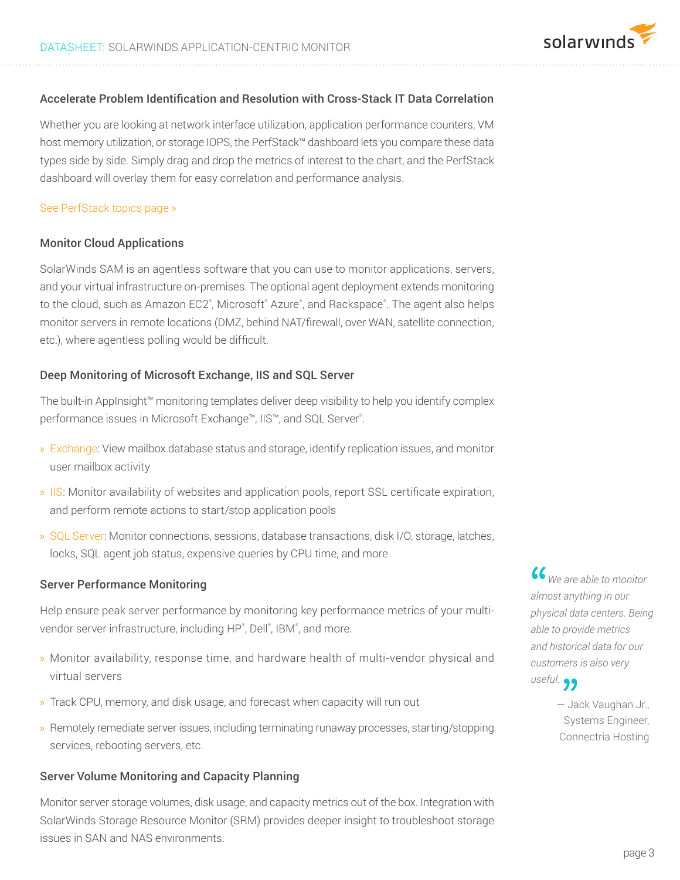### Accelerate Problem Identification and Resolution with Cross-Stack IT Data Correlation

Whether you are looking at network interface utilization, application performance counters, VM host memory utilization, or storage IOPS, the PerfStack™ dashboard lets you compare these data types side by side. Simply drag and drop the metrics of interest to the chart, and the PerfStack dashboard will overlay them for easy correlation and performance analysis.

See PerfStack topics page »

### Monitor Cloud Applications

SolarWinds SAM is an agentless software that you can use to monitor applications, servers, and your virtual infrastructure on-premises. The optional agent deployment extends monitoring to the cloud, such as Amazon EC2®, Microsoft® Azure®, and Rackspace®. The agent also helps monitor servers in remote locations (DMZ, behind NAT/firewall, over WAN, satellite connection, etc.), where agentless polling would be difficult.

### Deep Monitoring of Microsoft Exchange, IIS and SQL Server

The built-in AppInsight™ monitoring templates deliver deep visibility to help you identify complex performance issues in Microsoft Exchange™, IIS™, and SQL Server®.

- Exchange: View mailbox database status and storage, identify replication issues, and monitor user mailbox activity
- IIS: Monitor availability of websites and application pools, report SSL certificate expiration, and perform remote actions to start/stop application pools
- SQL Server: Monitor connections, sessions, database transactions, disk I/O, storage, latches, locks, SQL agent job status, expensive queries by CPU time, and more

### Server Performance Monitoring

Help ensure peak server performance by monitoring key performance metrics of your multi-vendor server infrastructure, including HP®, Dell®, IBM®, and more.

- Monitor availability, response time, and hardware health of multi-vendor physical and virtual servers
- Track CPU, memory, and disk usage, and forecast when capacity will run out
- Remotely remediate server issues, including terminating runaway processes, starting/stopping services, rebooting servers, etc.

### Server Volume Monitoring and Capacity Planning

Monitor server storage volumes, disk usage, and capacity metrics out of the box. Integration with SolarWinds Storage Resource Monitor (SRM) provides deeper insight to troubleshoot storage issues in SAN and NAS environments.

> *"We are able to monitor almost anything in our physical data centers. Being able to provide metrics and historical data for our customers is also very useful."*
>
> — Jack Vaughan Jr., Systems Engineer, Connectria Hosting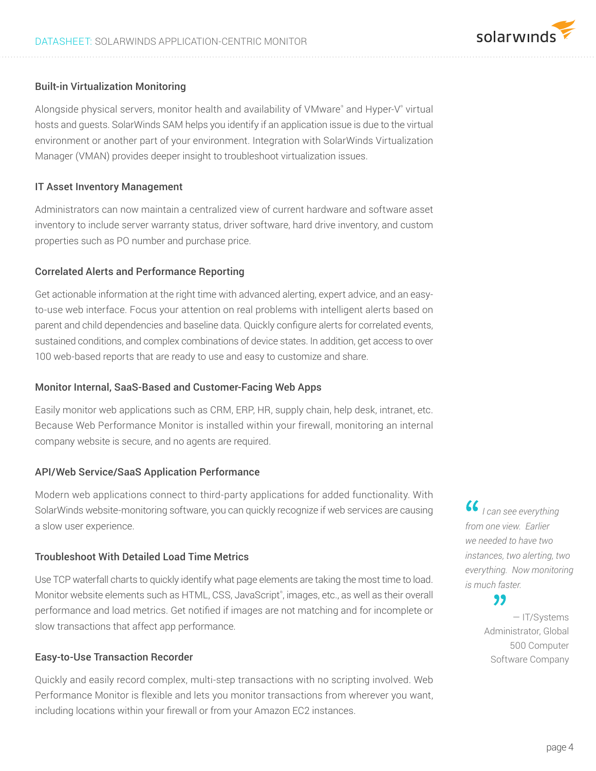### Built-in Virtualization Monitoring

Alongside physical servers, monitor health and availability of VMware® and Hyper-V® virtual hosts and guests. SolarWinds SAM helps you identify if an application issue is due to the virtual environment or another part of your environment. Integration with SolarWinds Virtualization Manager (VMAN) provides deeper insight to troubleshoot virtualization issues.

### IT Asset Inventory Management

Administrators can now maintain a centralized view of current hardware and software asset inventory to include server warranty status, driver software, hard drive inventory, and custom properties such as PO number and purchase price.

### Correlated Alerts and Performance Reporting

Get actionable information at the right time with advanced alerting, expert advice, and an easy-to-use web interface. Focus your attention on real problems with intelligent alerts based on parent and child dependencies and baseline data. Quickly configure alerts for correlated events, sustained conditions, and complex combinations of device states. In addition, get access to over 100 web-based reports that are ready to use and easy to customize and share.

### Monitor Internal, SaaS-Based and Customer-Facing Web Apps

Easily monitor web applications such as CRM, ERP, HR, supply chain, help desk, intranet, etc. Because Web Performance Monitor is installed within your firewall, monitoring an internal company website is secure, and no agents are required.

### API/Web Service/SaaS Application Performance

Modern web applications connect to third-party applications for added functionality. With SolarWinds website-monitoring software, you can quickly recognize if web services are causing a slow user experience.

### Troubleshoot With Detailed Load Time Metrics

Use TCP waterfall charts to quickly identify what page elements are taking the most time to load. Monitor website elements such as HTML, CSS, JavaScript®, images, etc., as well as their overall performance and load metrics. Get notified if images are not matching and for incomplete or slow transactions that affect app performance.

### Easy-to-Use Transaction Recorder

Quickly and easily record complex, multi-step transactions with no scripting involved. Web Performance Monitor is flexible and lets you monitor transactions from wherever you want, including locations within your firewall or from your Amazon EC2 instances.

> *"I can see everything from one view. Earlier we needed to have two instances, two alerting, two everything. Now monitoring is much faster."*
>
> — IT/Systems Administrator, Global 500 Computer Software Company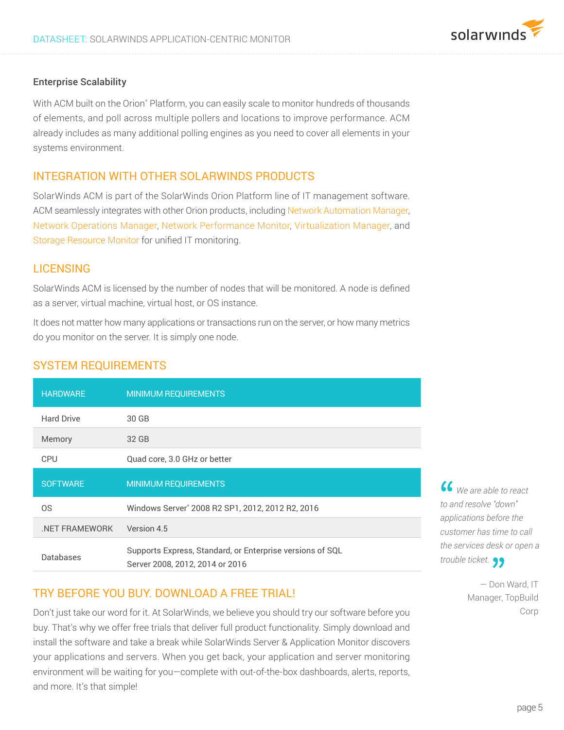### Enterprise Scalability

With ACM built on the Orion® Platform, you can easily scale to monitor hundreds of thousands of elements, and poll across multiple pollers and locations to improve performance. ACM already includes as many additional polling engines as you need to cover all elements in your systems environment.

## INTEGRATION WITH OTHER SOLARWINDS PRODUCTS

SolarWinds ACM is part of the SolarWinds Orion Platform line of IT management software. ACM seamlessly integrates with other Orion products, including Network Automation Manager, Network Operations Manager, Network Performance Monitor, Virtualization Manager, and Storage Resource Monitor for unified IT monitoring.

## LICENSING

SolarWinds ACM is licensed by the number of nodes that will be monitored. A node is defined as a server, virtual machine, virtual host, or OS instance.

It does not matter how many applications or transactions run on the server, or how many metrics do you monitor on the server. It is simply one node.

## SYSTEM REQUIREMENTS

| HARDWARE | MINIMUM REQUIREMENTS |
|---|---|
| Hard Drive | 30 GB |
| Memory | 32 GB |
| CPU | Quad core, 3.0 GHz or better |
| **SOFTWARE** | **MINIMUM REQUIREMENTS** |
| OS | Windows Server® 2008 R2 SP1, 2012, 2012 R2, 2016 |
| .NET FRAMEWORK | Version 4.5 |
| Databases | Supports Express, Standard, or Enterprise versions of SQL Server 2008, 2012, 2014 or 2016 |

## TRY BEFORE YOU BUY. DOWNLOAD A FREE TRIAL!

Don't just take our word for it. At SolarWinds, we believe you should try our software before you buy. That's why we offer free trials that deliver full product functionality. Simply download and install the software and take a break while SolarWinds Server & Application Monitor discovers your applications and servers. When you get back, your application and server monitoring environment will be waiting for you—complete with out-of-the-box dashboards, alerts, reports, and more. It's that simple!

> *"We are able to react to and resolve "down" applications before the customer has time to call the services desk or open a trouble ticket."*
>
> — Don Ward, IT Manager, TopBuild Corp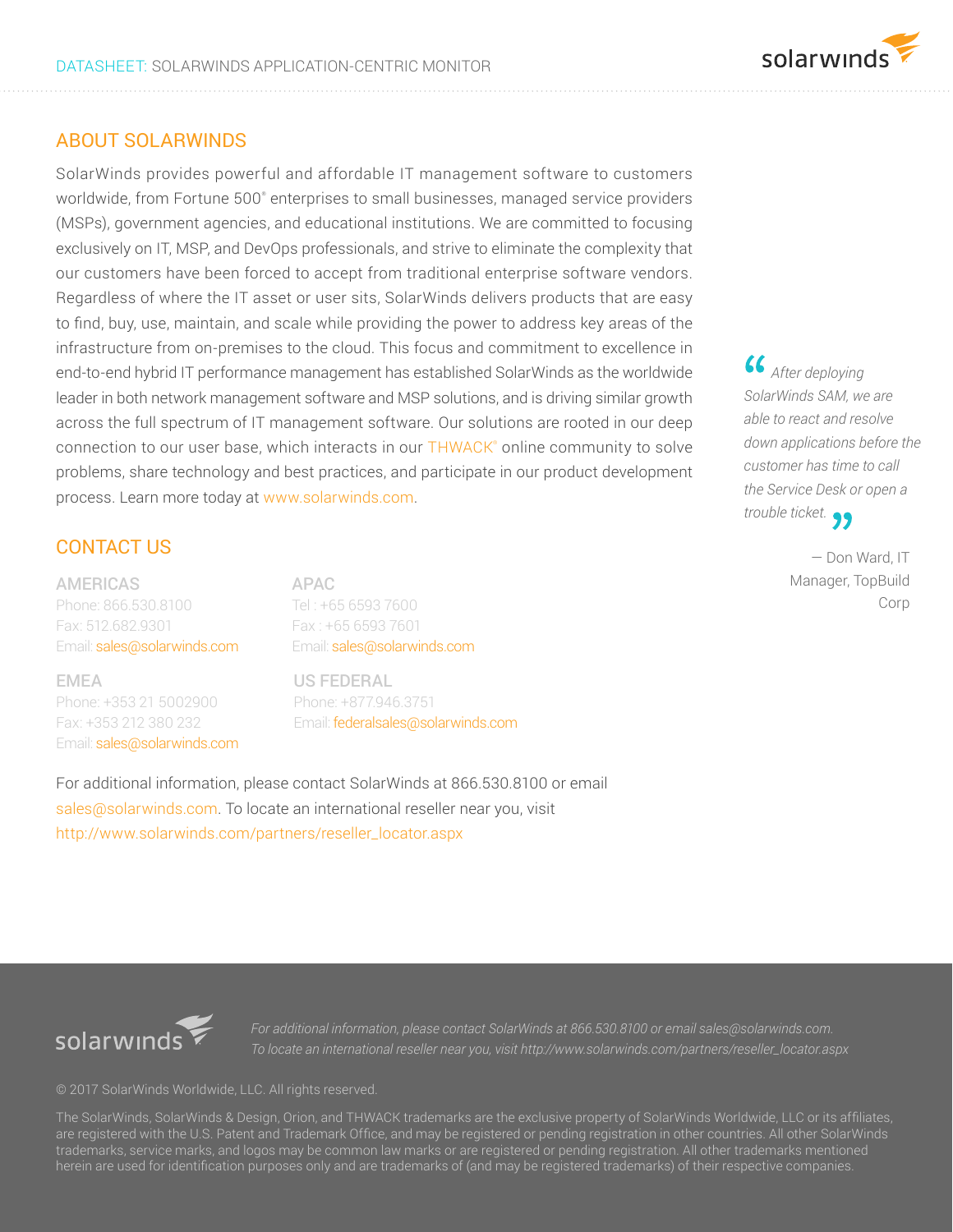## ABOUT SOLARWINDS

SolarWinds provides powerful and affordable IT management software to customers worldwide, from Fortune 500® enterprises to small businesses, managed service providers (MSPs), government agencies, and educational institutions. We are committed to focusing exclusively on IT, MSP, and DevOps professionals, and strive to eliminate the complexity that our customers have been forced to accept from traditional enterprise software vendors. Regardless of where the IT asset or user sits, SolarWinds delivers products that are easy to find, buy, use, maintain, and scale while providing the power to address key areas of the infrastructure from on-premises to the cloud. This focus and commitment to excellence in end-to-end hybrid IT performance management has established SolarWinds as the worldwide leader in both network management software and MSP solutions, and is driving similar growth across the full spectrum of IT management software. Our solutions are rooted in our deep connection to our user base, which interacts in our THWACK® online community to solve problems, share technology and best practices, and participate in our product development process. Learn more today at www.solarwinds.com.

> *After deploying SolarWinds SAM, we are able to react and resolve down applications before the customer has time to call the Service Desk or open a trouble ticket.*
>
> — Don Ward, IT Manager, TopBuild Corp

## CONTACT US

**AMERICAS**
Phone: 866.530.8100
Fax: 512.682.9301
Email: sales@solarwinds.com

**APAC**
Tel : +65 6593 7600
Fax : +65 6593 7601
Email: sales@solarwinds.com

**EMEA**
Phone: +353 21 5002900
Fax: +353 212 380 232
Email: sales@solarwinds.com

**US FEDERAL**
Phone: +877.946.3751
Email: federalsales@solarwinds.com

For additional information, please contact SolarWinds at 866.530.8100 or email sales@solarwinds.com. To locate an international reseller near you, visit http://www.solarwinds.com/partners/reseller_locator.aspx

*For additional information, please contact SolarWinds at 866.530.8100 or email sales@solarwinds.com. To locate an international reseller near you, visit http://www.solarwinds.com/partners/reseller_locator.aspx*

© 2017 SolarWinds Worldwide, LLC. All rights reserved.

The SolarWinds, SolarWinds & Design, Orion, and THWACK trademarks are the exclusive property of SolarWinds Worldwide, LLC or its affiliates, are registered with the U.S. Patent and Trademark Office, and may be registered or pending registration in other countries. All other SolarWinds trademarks, service marks, and logos may be common law marks or are registered or pending registration. All other trademarks mentioned herein are used for identification purposes only and are trademarks of (and may be registered trademarks) of their respective companies.